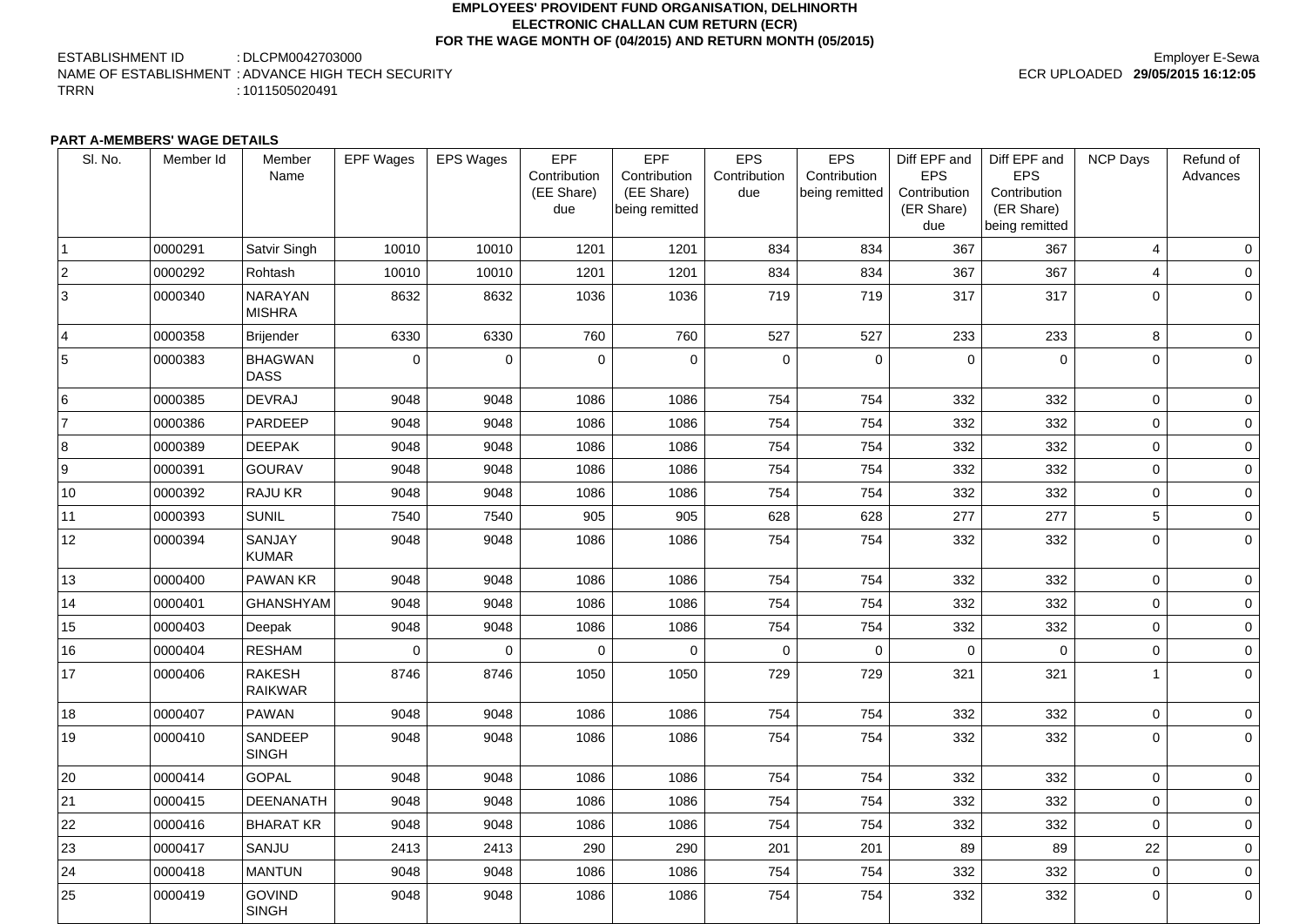**EMPLOYEES' PROVIDENT FUND ORGANISATION, DELHINORTH**
**ELECTRONIC CHALLAN CUM RETURN (ECR)**
**FOR THE WAGE MONTH OF (04/2015) AND RETURN MONTH (05/2015)**

ESTABLISHMENT ID : DLCPM0042703000
NAME OF ESTABLISHMENT : ADVANCE HIGH TECH SECURITY
TRRN : 1011505020491

Employer E-Sewa
ECR UPLOADED **29/05/2015 16:12:05**

**PART A-MEMBERS' WAGE DETAILS**

| Sl. No. | Member Id | Member Name | EPF Wages | EPS Wages | EPF Contribution (EE Share) due | EPF Contribution (EE Share) being remitted | EPS Contribution due | EPS Contribution being remitted | Diff EPF and EPS Contribution (ER Share) due | Diff EPF and EPS Contribution (ER Share) being remitted | NCP Days | Refund of Advances |
|---|---|---|---|---|---|---|---|---|---|---|---|---|
| 1 | 0000291 | Satvir Singh | 10010 | 10010 | 1201 | 1201 | 834 | 834 | 367 | 367 | 4 | 0 |
| 2 | 0000292 | Rohtash | 10010 | 10010 | 1201 | 1201 | 834 | 834 | 367 | 367 | 4 | 0 |
| 3 | 0000340 | NARAYAN MISHRA | 8632 | 8632 | 1036 | 1036 | 719 | 719 | 317 | 317 | 0 | 0 |
| 4 | 0000358 | Brijender | 6330 | 6330 | 760 | 760 | 527 | 527 | 233 | 233 | 8 | 0 |
| 5 | 0000383 | BHAGWAN DASS | 0 | 0 | 0 | 0 | 0 | 0 | 0 | 0 | 0 | 0 |
| 6 | 0000385 | DEVRAJ | 9048 | 9048 | 1086 | 1086 | 754 | 754 | 332 | 332 | 0 | 0 |
| 7 | 0000386 | PARDEEP | 9048 | 9048 | 1086 | 1086 | 754 | 754 | 332 | 332 | 0 | 0 |
| 8 | 0000389 | DEEPAK | 9048 | 9048 | 1086 | 1086 | 754 | 754 | 332 | 332 | 0 | 0 |
| 9 | 0000391 | GOURAV | 9048 | 9048 | 1086 | 1086 | 754 | 754 | 332 | 332 | 0 | 0 |
| 10 | 0000392 | RAJU KR | 9048 | 9048 | 1086 | 1086 | 754 | 754 | 332 | 332 | 0 | 0 |
| 11 | 0000393 | SUNIL | 7540 | 7540 | 905 | 905 | 628 | 628 | 277 | 277 | 5 | 0 |
| 12 | 0000394 | SANJAY KUMAR | 9048 | 9048 | 1086 | 1086 | 754 | 754 | 332 | 332 | 0 | 0 |
| 13 | 0000400 | PAWAN KR | 9048 | 9048 | 1086 | 1086 | 754 | 754 | 332 | 332 | 0 | 0 |
| 14 | 0000401 | GHANSHYAM | 9048 | 9048 | 1086 | 1086 | 754 | 754 | 332 | 332 | 0 | 0 |
| 15 | 0000403 | Deepak | 9048 | 9048 | 1086 | 1086 | 754 | 754 | 332 | 332 | 0 | 0 |
| 16 | 0000404 | RESHAM | 0 | 0 | 0 | 0 | 0 | 0 | 0 | 0 | 0 | 0 |
| 17 | 0000406 | RAKESH RAIKWAR | 8746 | 8746 | 1050 | 1050 | 729 | 729 | 321 | 321 | 1 | 0 |
| 18 | 0000407 | PAWAN | 9048 | 9048 | 1086 | 1086 | 754 | 754 | 332 | 332 | 0 | 0 |
| 19 | 0000410 | SANDEEP SINGH | 9048 | 9048 | 1086 | 1086 | 754 | 754 | 332 | 332 | 0 | 0 |
| 20 | 0000414 | GOPAL | 9048 | 9048 | 1086 | 1086 | 754 | 754 | 332 | 332 | 0 | 0 |
| 21 | 0000415 | DEENANATH | 9048 | 9048 | 1086 | 1086 | 754 | 754 | 332 | 332 | 0 | 0 |
| 22 | 0000416 | BHARAT KR | 9048 | 9048 | 1086 | 1086 | 754 | 754 | 332 | 332 | 0 | 0 |
| 23 | 0000417 | SANJU | 2413 | 2413 | 290 | 290 | 201 | 201 | 89 | 89 | 22 | 0 |
| 24 | 0000418 | MANTUN | 9048 | 9048 | 1086 | 1086 | 754 | 754 | 332 | 332 | 0 | 0 |
| 25 | 0000419 | GOVIND SINGH | 9048 | 9048 | 1086 | 1086 | 754 | 754 | 332 | 332 | 0 | 0 |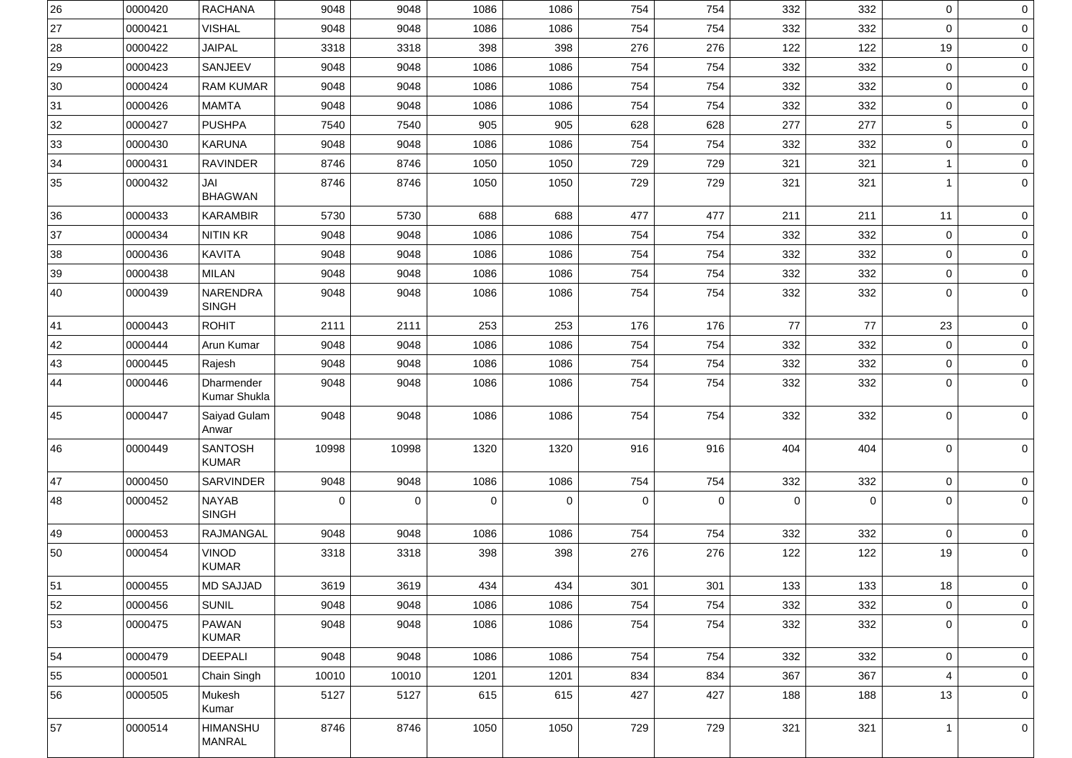| | | | | | | | | | | | | |
|---|---|---|---|---|---|---|---|---|---|---|---|---|
| 26 | 0000420 | RACHANA | 9048 | 9048 | 1086 | 1086 | 754 | 754 | 332 | 332 | 0 | 0 |
| 27 | 0000421 | VISHAL | 9048 | 9048 | 1086 | 1086 | 754 | 754 | 332 | 332 | 0 | 0 |
| 28 | 0000422 | JAIPAL | 3318 | 3318 | 398 | 398 | 276 | 276 | 122 | 122 | 19 | 0 |
| 29 | 0000423 | SANJEEV | 9048 | 9048 | 1086 | 1086 | 754 | 754 | 332 | 332 | 0 | 0 |
| 30 | 0000424 | RAM KUMAR | 9048 | 9048 | 1086 | 1086 | 754 | 754 | 332 | 332 | 0 | 0 |
| 31 | 0000426 | MAMTA | 9048 | 9048 | 1086 | 1086 | 754 | 754 | 332 | 332 | 0 | 0 |
| 32 | 0000427 | PUSHPA | 7540 | 7540 | 905 | 905 | 628 | 628 | 277 | 277 | 5 | 0 |
| 33 | 0000430 | KARUNA | 9048 | 9048 | 1086 | 1086 | 754 | 754 | 332 | 332 | 0 | 0 |
| 34 | 0000431 | RAVINDER | 8746 | 8746 | 1050 | 1050 | 729 | 729 | 321 | 321 | 1 | 0 |
| 35 | 0000432 | JAI BHAGWAN | 8746 | 8746 | 1050 | 1050 | 729 | 729 | 321 | 321 | 1 | 0 |
| 36 | 0000433 | KARAMBIR | 5730 | 5730 | 688 | 688 | 477 | 477 | 211 | 211 | 11 | 0 |
| 37 | 0000434 | NITIN KR | 9048 | 9048 | 1086 | 1086 | 754 | 754 | 332 | 332 | 0 | 0 |
| 38 | 0000436 | KAVITA | 9048 | 9048 | 1086 | 1086 | 754 | 754 | 332 | 332 | 0 | 0 |
| 39 | 0000438 | MILAN | 9048 | 9048 | 1086 | 1086 | 754 | 754 | 332 | 332 | 0 | 0 |
| 40 | 0000439 | NARENDRA SINGH | 9048 | 9048 | 1086 | 1086 | 754 | 754 | 332 | 332 | 0 | 0 |
| 41 | 0000443 | ROHIT | 2111 | 2111 | 253 | 253 | 176 | 176 | 77 | 77 | 23 | 0 |
| 42 | 0000444 | Arun Kumar | 9048 | 9048 | 1086 | 1086 | 754 | 754 | 332 | 332 | 0 | 0 |
| 43 | 0000445 | Rajesh | 9048 | 9048 | 1086 | 1086 | 754 | 754 | 332 | 332 | 0 | 0 |
| 44 | 0000446 | Dharmender Kumar Shukla | 9048 | 9048 | 1086 | 1086 | 754 | 754 | 332 | 332 | 0 | 0 |
| 45 | 0000447 | Saiyad Gulam Anwar | 9048 | 9048 | 1086 | 1086 | 754 | 754 | 332 | 332 | 0 | 0 |
| 46 | 0000449 | SANTOSH KUMAR | 10998 | 10998 | 1320 | 1320 | 916 | 916 | 404 | 404 | 0 | 0 |
| 47 | 0000450 | SARVINDER | 9048 | 9048 | 1086 | 1086 | 754 | 754 | 332 | 332 | 0 | 0 |
| 48 | 0000452 | NAYAB SINGH | 0 | 0 | 0 | 0 | 0 | 0 | 0 | 0 | 0 | 0 |
| 49 | 0000453 | RAJMANGAL | 9048 | 9048 | 1086 | 1086 | 754 | 754 | 332 | 332 | 0 | 0 |
| 50 | 0000454 | VINOD KUMAR | 3318 | 3318 | 398 | 398 | 276 | 276 | 122 | 122 | 19 | 0 |
| 51 | 0000455 | MD SAJJAD | 3619 | 3619 | 434 | 434 | 301 | 301 | 133 | 133 | 18 | 0 |
| 52 | 0000456 | SUNIL | 9048 | 9048 | 1086 | 1086 | 754 | 754 | 332 | 332 | 0 | 0 |
| 53 | 0000475 | PAWAN KUMAR | 9048 | 9048 | 1086 | 1086 | 754 | 754 | 332 | 332 | 0 | 0 |
| 54 | 0000479 | DEEPALI | 9048 | 9048 | 1086 | 1086 | 754 | 754 | 332 | 332 | 0 | 0 |
| 55 | 0000501 | Chain Singh | 10010 | 10010 | 1201 | 1201 | 834 | 834 | 367 | 367 | 4 | 0 |
| 56 | 0000505 | Mukesh Kumar | 5127 | 5127 | 615 | 615 | 427 | 427 | 188 | 188 | 13 | 0 |
| 57 | 0000514 | HIMANSHU MANRAL | 8746 | 8746 | 1050 | 1050 | 729 | 729 | 321 | 321 | 1 | 0 |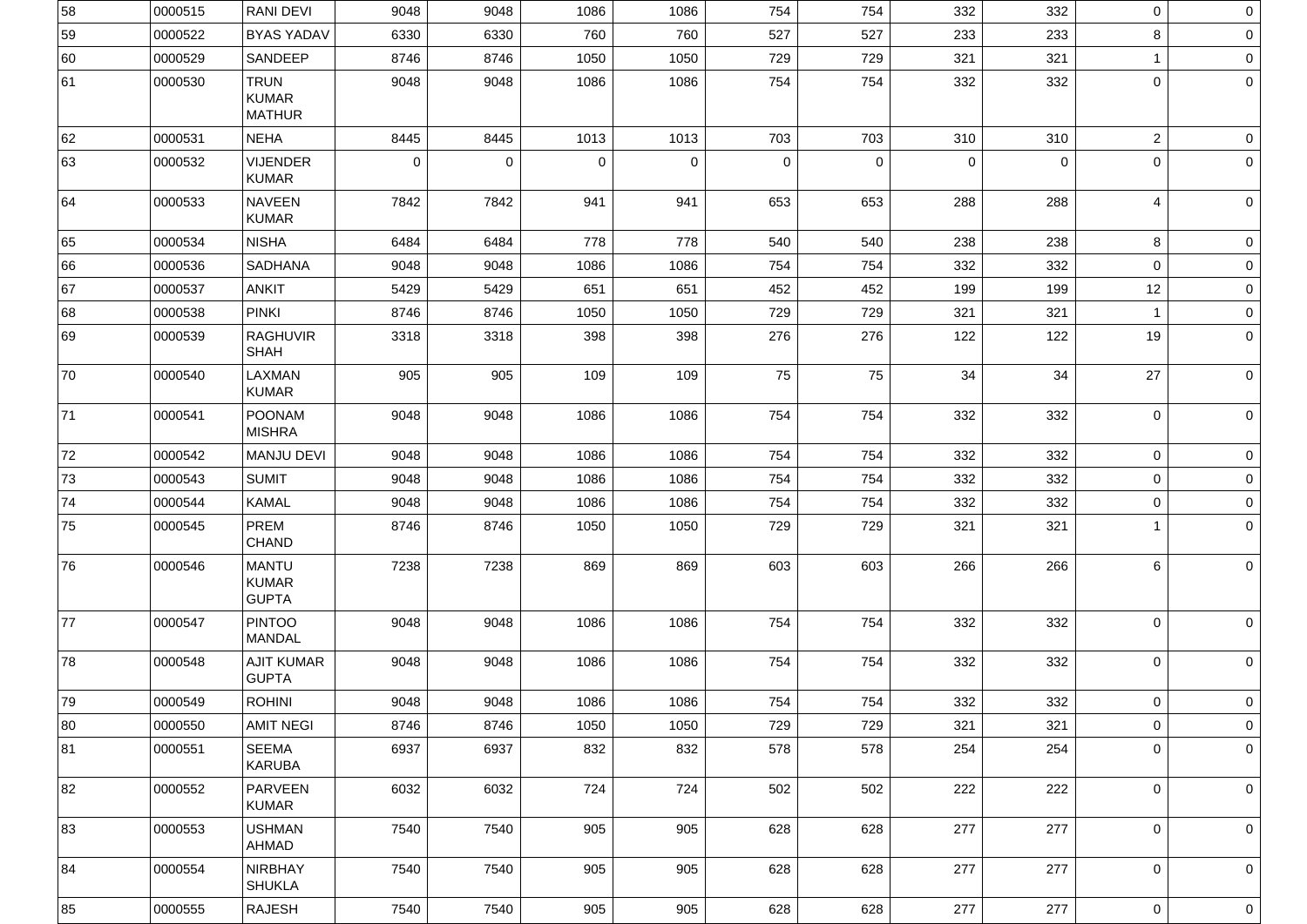| | | | | | | | | | | | | |
|---|---|---|---|---|---|---|---|---|---|---|---|---|
| 58 | 0000515 | RANI DEVI | 9048 | 9048 | 1086 | 1086 | 754 | 754 | 332 | 332 | 0 | 0 |
| 59 | 0000522 | BYAS YADAV | 6330 | 6330 | 760 | 760 | 527 | 527 | 233 | 233 | 8 | 0 |
| 60 | 0000529 | SANDEEP | 8746 | 8746 | 1050 | 1050 | 729 | 729 | 321 | 321 | 1 | 0 |
| 61 | 0000530 | TRUN KUMAR MATHUR | 9048 | 9048 | 1086 | 1086 | 754 | 754 | 332 | 332 | 0 | 0 |
| 62 | 0000531 | NEHA | 8445 | 8445 | 1013 | 1013 | 703 | 703 | 310 | 310 | 2 | 0 |
| 63 | 0000532 | VIJENDER KUMAR | 0 | 0 | 0 | 0 | 0 | 0 | 0 | 0 | 0 | 0 |
| 64 | 0000533 | NAVEEN KUMAR | 7842 | 7842 | 941 | 941 | 653 | 653 | 288 | 288 | 4 | 0 |
| 65 | 0000534 | NISHA | 6484 | 6484 | 778 | 778 | 540 | 540 | 238 | 238 | 8 | 0 |
| 66 | 0000536 | SADHANA | 9048 | 9048 | 1086 | 1086 | 754 | 754 | 332 | 332 | 0 | 0 |
| 67 | 0000537 | ANKIT | 5429 | 5429 | 651 | 651 | 452 | 452 | 199 | 199 | 12 | 0 |
| 68 | 0000538 | PINKI | 8746 | 8746 | 1050 | 1050 | 729 | 729 | 321 | 321 | 1 | 0 |
| 69 | 0000539 | RAGHUVIR SHAH | 3318 | 3318 | 398 | 398 | 276 | 276 | 122 | 122 | 19 | 0 |
| 70 | 0000540 | LAXMAN KUMAR | 905 | 905 | 109 | 109 | 75 | 75 | 34 | 34 | 27 | 0 |
| 71 | 0000541 | POONAM MISHRA | 9048 | 9048 | 1086 | 1086 | 754 | 754 | 332 | 332 | 0 | 0 |
| 72 | 0000542 | MANJU DEVI | 9048 | 9048 | 1086 | 1086 | 754 | 754 | 332 | 332 | 0 | 0 |
| 73 | 0000543 | SUMIT | 9048 | 9048 | 1086 | 1086 | 754 | 754 | 332 | 332 | 0 | 0 |
| 74 | 0000544 | KAMAL | 9048 | 9048 | 1086 | 1086 | 754 | 754 | 332 | 332 | 0 | 0 |
| 75 | 0000545 | PREM CHAND | 8746 | 8746 | 1050 | 1050 | 729 | 729 | 321 | 321 | 1 | 0 |
| 76 | 0000546 | MANTU KUMAR GUPTA | 7238 | 7238 | 869 | 869 | 603 | 603 | 266 | 266 | 6 | 0 |
| 77 | 0000547 | PINTOO MANDAL | 9048 | 9048 | 1086 | 1086 | 754 | 754 | 332 | 332 | 0 | 0 |
| 78 | 0000548 | AJIT KUMAR GUPTA | 9048 | 9048 | 1086 | 1086 | 754 | 754 | 332 | 332 | 0 | 0 |
| 79 | 0000549 | ROHINI | 9048 | 9048 | 1086 | 1086 | 754 | 754 | 332 | 332 | 0 | 0 |
| 80 | 0000550 | AMIT NEGI | 8746 | 8746 | 1050 | 1050 | 729 | 729 | 321 | 321 | 0 | 0 |
| 81 | 0000551 | SEEMA KARUBA | 6937 | 6937 | 832 | 832 | 578 | 578 | 254 | 254 | 0 | 0 |
| 82 | 0000552 | PARVEEN KUMAR | 6032 | 6032 | 724 | 724 | 502 | 502 | 222 | 222 | 0 | 0 |
| 83 | 0000553 | USHMAN AHMAD | 7540 | 7540 | 905 | 905 | 628 | 628 | 277 | 277 | 0 | 0 |
| 84 | 0000554 | NIRBHAY SHUKLA | 7540 | 7540 | 905 | 905 | 628 | 628 | 277 | 277 | 0 | 0 |
| 85 | 0000555 | RAJESH | 7540 | 7540 | 905 | 905 | 628 | 628 | 277 | 277 | 0 | 0 |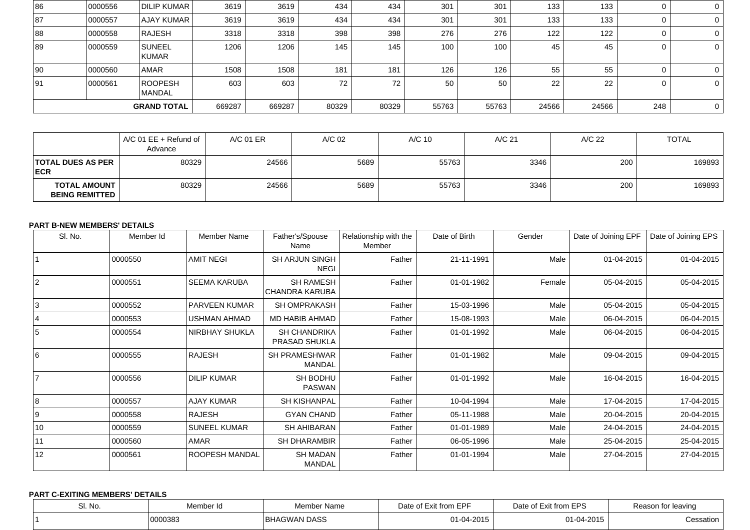| | | | | | | | | | | | | |
|---|---|---|---|---|---|---|---|---|---|---|---|---|
| 86 | 0000556 | DILIP KUMAR | 3619 | 3619 | 434 | 434 | 301 | 301 | 133 | 133 | 0 | 0 |
| 87 | 0000557 | AJAY KUMAR | 3619 | 3619 | 434 | 434 | 301 | 301 | 133 | 133 | 0 | 0 |
| 88 | 0000558 | RAJESH | 3318 | 3318 | 398 | 398 | 276 | 276 | 122 | 122 | 0 | 0 |
| 89 | 0000559 | SUNEEL KUMAR | 1206 | 1206 | 145 | 145 | 100 | 100 | 45 | 45 | 0 | 0 |
| 90 | 0000560 | AMAR | 1508 | 1508 | 181 | 181 | 126 | 126 | 55 | 55 | 0 | 0 |
| 91 | 0000561 | ROOPESH MANDAL | 603 | 603 | 72 | 72 | 50 | 50 | 22 | 22 | 0 | 0 |
| | | **GRAND TOTAL** | 669287 | 669287 | 80329 | 80329 | 55763 | 55763 | 24566 | 24566 | 248 | 0 |

| | A/C 01 EE + Refund of Advance | A/C 01 ER | A/C 02 | A/C 10 | A/C 21 | A/C 22 | TOTAL |
|---|---|---|---|---|---|---|---|
| **TOTAL DUES AS PER ECR** | 80329 | 24566 | 5689 | 55763 | 3346 | 200 | 169893 |
| **TOTAL AMOUNT BEING REMITTED** | 80329 | 24566 | 5689 | 55763 | 3346 | 200 | 169893 |

**PART B-NEW MEMBERS' DETAILS**

| Sl. No. | Member Id | Member Name | Father's/Spouse Name | Relationship with the Member | Date of Birth | Gender | Date of Joining EPF | Date of Joining EPS |
|---|---|---|---|---|---|---|---|---|
| 1 | 0000550 | AMIT NEGI | SH ARJUN SINGH NEGI | Father | 21-11-1991 | Male | 01-04-2015 | 01-04-2015 |
| 2 | 0000551 | SEEMA KARUBA | SH RAMESH CHANDRA KARUBA | Father | 01-01-1982 | Female | 05-04-2015 | 05-04-2015 |
| 3 | 0000552 | PARVEEN KUMAR | SH OMPRAKASH | Father | 15-03-1996 | Male | 05-04-2015 | 05-04-2015 |
| 4 | 0000553 | USHMAN AHMAD | MD HABIB AHMAD | Father | 15-08-1993 | Male | 06-04-2015 | 06-04-2015 |
| 5 | 0000554 | NIRBHAY SHUKLA | SH CHANDRIKA PRASAD SHUKLA | Father | 01-01-1992 | Male | 06-04-2015 | 06-04-2015 |
| 6 | 0000555 | RAJESH | SH PRAMESHWAR MANDAL | Father | 01-01-1982 | Male | 09-04-2015 | 09-04-2015 |
| 7 | 0000556 | DILIP KUMAR | SH BODHU PASWAN | Father | 01-01-1992 | Male | 16-04-2015 | 16-04-2015 |
| 8 | 0000557 | AJAY KUMAR | SH KISHANPAL | Father | 10-04-1994 | Male | 17-04-2015 | 17-04-2015 |
| 9 | 0000558 | RAJESH | GYAN CHAND | Father | 05-11-1988 | Male | 20-04-2015 | 20-04-2015 |
| 10 | 0000559 | SUNEEL KUMAR | SH AHIBARAN | Father | 01-01-1989 | Male | 24-04-2015 | 24-04-2015 |
| 11 | 0000560 | AMAR | SH DHARAMBIR | Father | 06-05-1996 | Male | 25-04-2015 | 25-04-2015 |
| 12 | 0000561 | ROOPESH MANDAL | SH MADAN MANDAL | Father | 01-01-1994 | Male | 27-04-2015 | 27-04-2015 |

**PART C-EXITING MEMBERS' DETAILS**

| Sl. No. | Member Id | Member Name | Date of Exit from EPF | Date of Exit from EPS | Reason for leaving |
|---|---|---|---|---|---|
| 1 | 0000383 | BHAGWAN DASS | 01-04-2015 | 01-04-2015 | Cessation |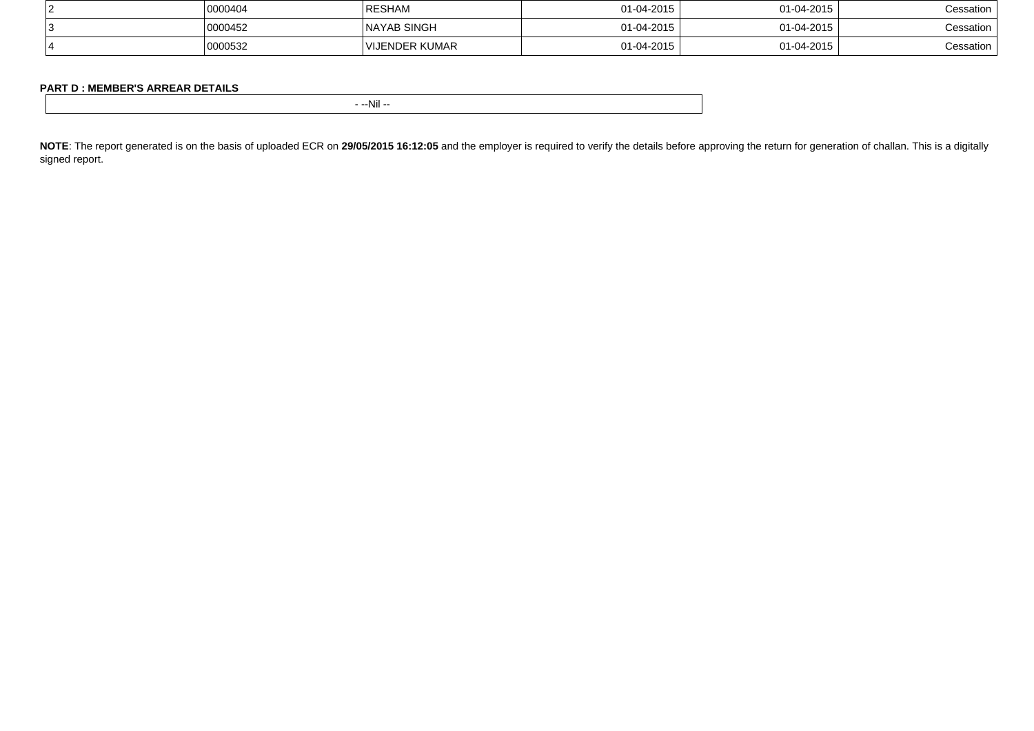| | | | | | |
|---|---|---|---|---|---|
| 2 | 0000404 | RESHAM | 01-04-2015 | 01-04-2015 | Cessation |
| 3 | 0000452 | NAYAB SINGH | 01-04-2015 | 01-04-2015 | Cessation |
| 4 | 0000532 | VIJENDER KUMAR | 01-04-2015 | 01-04-2015 | Cessation |

**PART D : MEMBER'S ARREAR DETAILS**

| |
|---|
| - --Nil -- |

**NOTE**: The report generated is on the basis of uploaded ECR on **29/05/2015 16:12:05** and the employer is required to verify the details before approving the return for generation of challan. This is a digitally signed report.